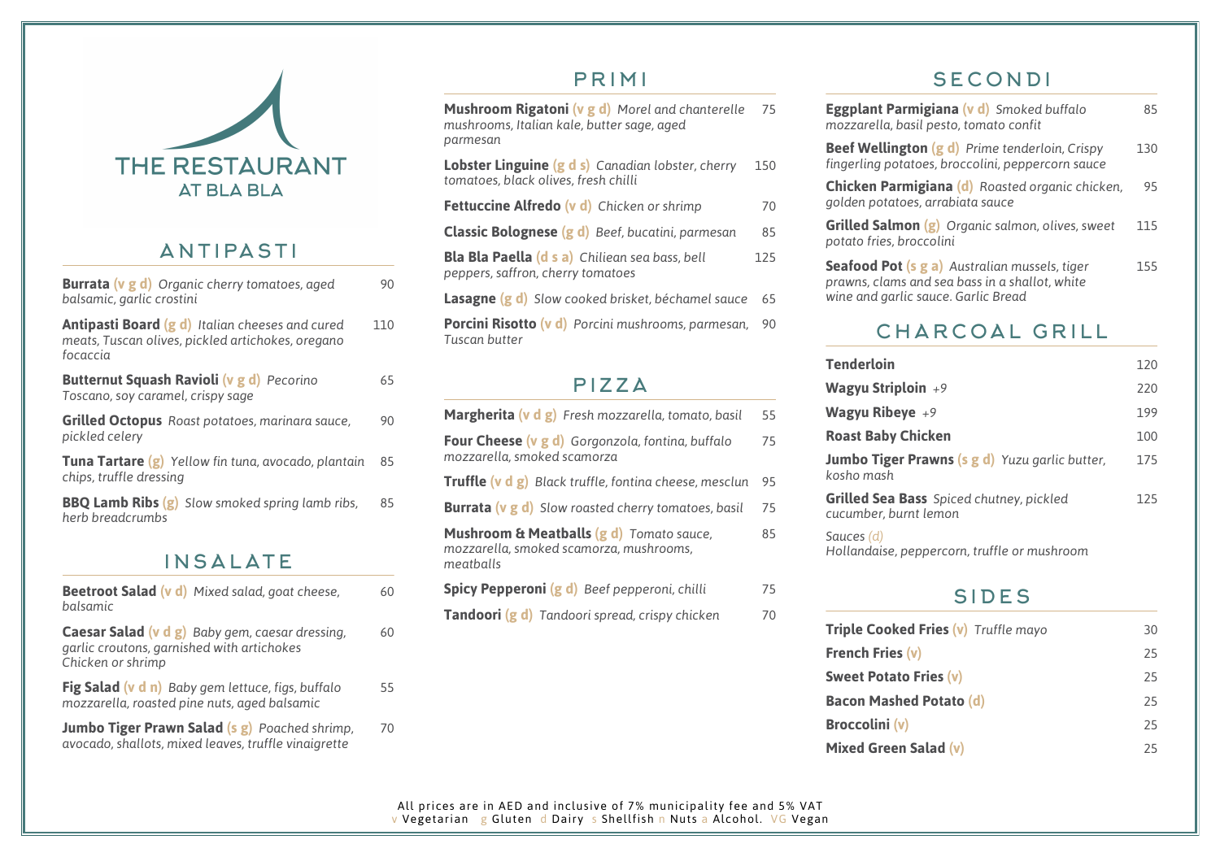# THE RESTAURANT
## AT BLA BLA

## ANTIPASTI

**Burrata** (v g d) *Organic cherry tomatoes, aged balsamic, garlic crostini* — 90

**Antipasti Board** (g d) *Italian cheeses and cured meats, Tuscan olives, pickled artichokes, oregano focaccia* — 110

**Butternut Squash Ravioli** (v g d) *Pecorino Toscano, soy caramel, crispy sage* — 65

**Grilled Octopus** *Roast potatoes, marinara sauce, pickled celery* — 90

**Tuna Tartare** (g) *Yellow fin tuna, avocado, plantain chips, truffle dressing* — 85

**BBQ Lamb Ribs** (g) *Slow smoked spring lamb ribs, herb breadcrumbs* — 85

## INSALATE

**Beetroot Salad** (v d) *Mixed salad, goat cheese, balsamic* — 60

**Caesar Salad** (v d g) *Baby gem, caesar dressing, garlic croutons, garnished with artichokes Chicken or shrimp* — 60

**Fig Salad** (v d n) *Baby gem lettuce, figs, buffalo mozzarella, roasted pine nuts, aged balsamic* — 55

**Jumbo Tiger Prawn Salad** (s g) *Poached shrimp, avocado, shallots, mixed leaves, truffle vinaigrette* — 70

## PRIMI

**Mushroom Rigatoni** (v g d) *Morel and chanterelle mushrooms, Italian kale, butter sage, aged parmesan* — 75

**Lobster Linguine** (g d s) *Canadian lobster, cherry tomatoes, black olives, fresh chilli* — 150

**Fettuccine Alfredo** (v d) *Chicken or shrimp* — 70

**Classic Bolognese** (g d) *Beef, bucatini, parmesan* — 85

**Bla Bla Paella** (d s a) *Chiliean sea bass, bell peppers, saffron, cherry tomatoes* — 125

**Lasagne** (g d) *Slow cooked brisket, béchamel sauce* — 65

**Porcini Risotto** (v d) *Porcini mushrooms, parmesan, Tuscan butter* — 90

## PIZZA

**Margherita** (v d g) *Fresh mozzarella, tomato, basil* — 55

**Four Cheese** (v g d) *Gorgonzola, fontina, buffalo mozzarella, smoked scamorza* — 75

**Truffle** (v d g) *Black truffle, fontina cheese, mesclun* — 95

**Burrata** (v g d) *Slow roasted cherry tomatoes, basil* — 75

**Mushroom & Meatballs** (g d) *Tomato sauce, mozzarella, smoked scamorza, mushrooms, meatballs* — 85

**Spicy Pepperoni** (g d) *Beef pepperoni, chilli* — 75

**Tandoori** (g d) *Tandoori spread, crispy chicken* — 70

## SECONDI

**Eggplant Parmigiana** (v d) *Smoked buffalo mozzarella, basil pesto, tomato confit* — 85

**Beef Wellington** (g d) *Prime tenderloin, Crispy fingerling potatoes, broccolini, peppercorn sauce* — 130

**Chicken Parmigiana** (d) *Roasted organic chicken, golden potatoes, arrabiata sauce* — 95

**Grilled Salmon** (g) *Organic salmon, olives, sweet potato fries, broccolini* — 115

**Seafood Pot** (s g a) *Australian mussels, tiger prawns, clams and sea bass in a shallot, white wine and garlic sauce. Garlic Bread* — 155

## CHARCOAL GRILL

**Tenderloin** — 120

**Wagyu Striploin** *+9* — 220

**Wagyu Ribeye** *+9* — 199

**Roast Baby Chicken** — 100

**Jumbo Tiger Prawns** (s g d) *Yuzu garlic butter, kosho mash* — 175

**Grilled Sea Bass** *Spiced chutney, pickled cucumber, burnt lemon* — 125

*Sauces (d)*
*Hollandaise, peppercorn, truffle or mushroom*

## SIDES

**Triple Cooked Fries** (v) *Truffle mayo* — 30

**French Fries** (v) — 25

**Sweet Potato Fries** (v) — 25

**Bacon Mashed Potato** (d) — 25

**Broccolini** (v) — 25

**Mixed Green Salad** (v) — 25

All prices are in AED and inclusive of 7% municipality fee and 5% VAT
v Vegetarian g Gluten d Dairy s Shellfish n Nuts a Alcohol. VG Vegan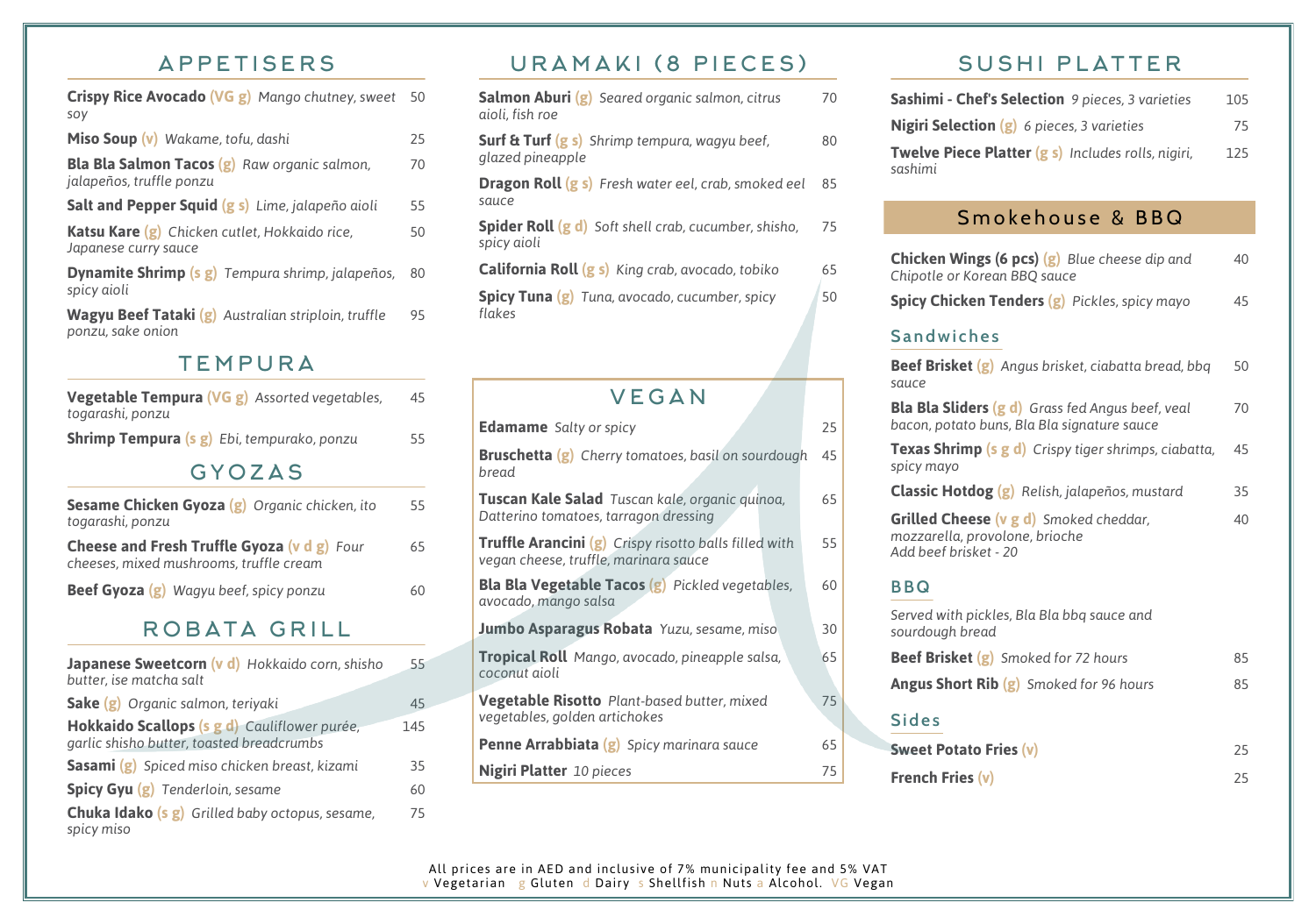## APPETISERS

**Crispy Rice Avocado** (VG g) *Mango chutney, sweet soy* 50

**Miso Soup** (v) *Wakame, tofu, dashi* 25

**Bla Bla Salmon Tacos** (g) *Raw organic salmon, jalapeños, truffle ponzu* 70

**Salt and Pepper Squid** (g s) *Lime, jalapeño aioli* 55

**Katsu Kare** (g) *Chicken cutlet, Hokkaido rice, Japanese curry sauce* 50

**Dynamite Shrimp** (s g) *Tempura shrimp, jalapeños, spicy aioli* 80

**Wagyu Beef Tataki** (g) *Australian striploin, truffle ponzu, sake onion* 95

## TEMPURA

**Vegetable Tempura** (VG g) *Assorted vegetables, togarashi, ponzu* 45

**Shrimp Tempura** (s g) *Ebi, tempurako, ponzu* 55

## GYOZAS

**Sesame Chicken Gyoza** (g) *Organic chicken, ito togarashi, ponzu* 55

**Cheese and Fresh Truffle Gyoza** (v d g) *Four cheeses, mixed mushrooms, truffle cream* 65

**Beef Gyoza** (g) *Wagyu beef, spicy ponzu* 60

## ROBATA GRILL

**Japanese Sweetcorn** (v d) *Hokkaido corn, shisho butter, ise matcha salt* 55

**Sake** (g) *Organic salmon, teriyaki* 45

**Hokkaido Scallops** (s g d) *Cauliflower purée, garlic shisho butter, toasted breadcrumbs* 145

**Sasami** (g) *Spiced miso chicken breast, kizami* 35

**Spicy Gyu** (g) *Tenderloin, sesame* 60

**Chuka Idako** (s g) *Grilled baby octopus, sesame, spicy miso* 75

## URAMAKI (8 PIECES)

**Salmon Aburi** (g) *Seared organic salmon, citrus aioli, fish roe* 70

**Surf & Turf** (g s) *Shrimp tempura, wagyu beef, glazed pineapple* 80

**Dragon Roll** (g s) *Fresh water eel, crab, smoked eel sauce* 85

**Spider Roll** (g d) *Soft shell crab, cucumber, shisho, spicy aioli* 75

**California Roll** (g s) *King crab, avocado, tobiko* 65

**Spicy Tuna** (g) *Tuna, avocado, cucumber, spicy flakes* 50

## VEGAN

**Edamame** *Salty or spicy* 25

**Bruschetta** (g) *Cherry tomatoes, basil on sourdough bread* 45

**Tuscan Kale Salad** *Tuscan kale, organic quinoa, Datterino tomatoes, tarragon dressing* 65

**Truffle Arancini** (g) *Crispy risotto balls filled with vegan cheese, truffle, marinara sauce* 55

**Bla Bla Vegetable Tacos** (g) *Pickled vegetables, avocado, mango salsa* 60

**Jumbo Asparagus Robata** *Yuzu, sesame, miso* 30

**Tropical Roll** *Mango, avocado, pineapple salsa, coconut aioli* 65

**Vegetable Risotto** *Plant-based butter, mixed vegetables, golden artichokes* 75

**Penne Arrabbiata** (g) *Spicy marinara sauce* 65

**Nigiri Platter** *10 pieces* 75

## SUSHI PLATTER

**Sashimi - Chef's Selection** *9 pieces, 3 varieties* 105

**Nigiri Selection** (g) *6 pieces, 3 varieties* 75

**Twelve Piece Platter** (g s) *Includes rolls, nigiri, sashimi* 125

## Smokehouse & BBQ

**Chicken Wings (6 pcs)** (g) *Blue cheese dip and Chipotle or Korean BBQ sauce* 40

**Spicy Chicken Tenders** (g) *Pickles, spicy mayo* 45

### Sandwiches

**Beef Brisket** (g) *Angus brisket, ciabatta bread, bbq sauce* 50

**Bla Bla Sliders** (g d) *Grass fed Angus beef, veal bacon, potato buns, Bla Bla signature sauce* 70

**Texas Shrimp** (s g d) *Crispy tiger shrimps, ciabatta, spicy mayo* 45

**Classic Hotdog** (g) *Relish, jalapeños, mustard* 35

**Grilled Cheese** (v g d) *Smoked cheddar, mozzarella, provolone, brioche*
*Add beef brisket - 20* 40

### BBQ

*Served with pickles, Bla Bla bbq sauce and sourdough bread*

**Beef Brisket** (g) *Smoked for 72 hours* 85

**Angus Short Rib** (g) *Smoked for 96 hours* 85

### Sides

**Sweet Potato Fries** (v) 25

**French Fries** (v) 25

All prices are in AED and inclusive of 7% municipality fee and 5% VAT
v Vegetarian g Gluten d Dairy s Shellfish n Nuts a Alcohol. VG Vegan